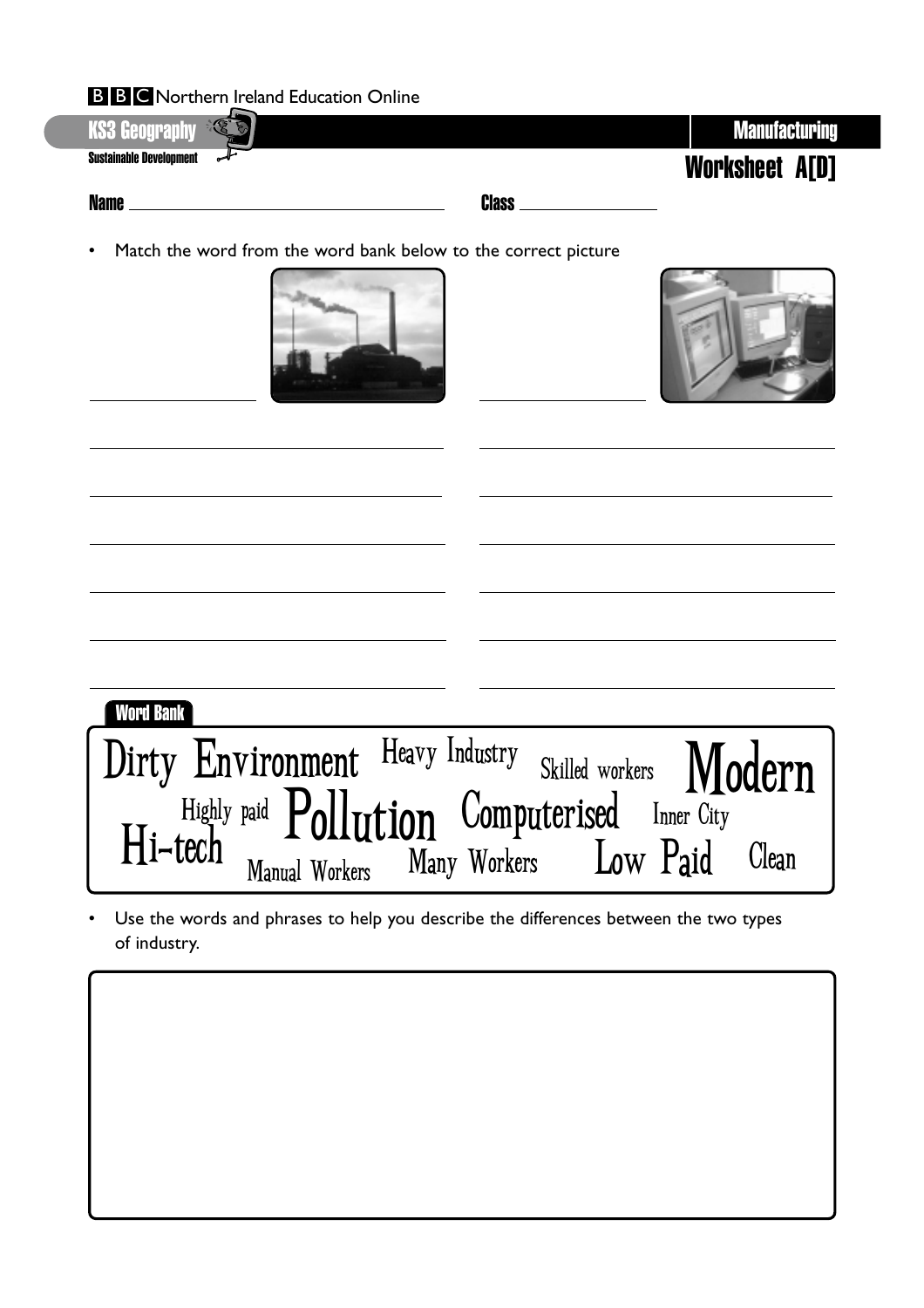BBC Northern Ireland Education Online

**KS3 Geography** — Sustainable Development

**Manufacturing**

# Worksheet A[D]

**Name** ______________________ **Class** ______________

- Match the word from the word bank below to the correct picture

______________________

______________________

______________________

______________________

______________________

______________________

______________________

______________________

______________________

______________________

______________________

______________________

______________________

______________________

**Word Bank**

Dirty Environment, Heavy Industry, Skilled workers, Modern, Highly paid, Pollution, Computerised, Inner City, Hi-tech, Manual Workers, Many Workers, Low Paid, Clean

- Use the words and phrases to help you describe the differences between the two types of industry.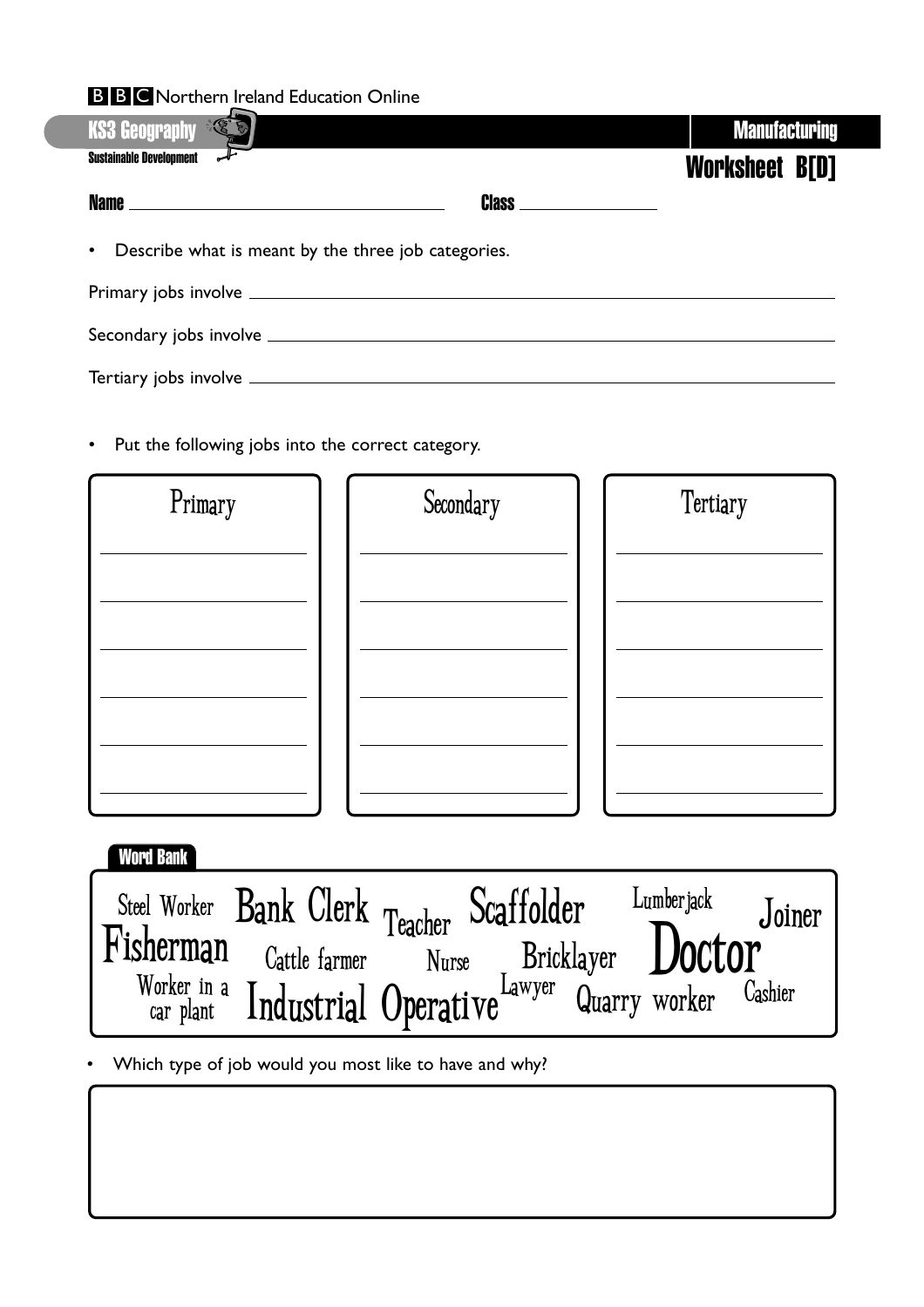BBC Northern Ireland Education Online

**KS3 Geography** — Sustainable Development

**Manufacturing**

## Worksheet B[D]

**Name** ______________________ **Class** ______________

- Describe what is meant by the three job categories.

Primary jobs involve ____________________________________________

Secondary jobs involve __________________________________________

Tertiary jobs involve ___________________________________________

- Put the following jobs into the correct category.

| Primary | Secondary | Tertiary |
|---|---|---|
| | | |
| | | |
| | | |
| | | |
| | | |
| | | |

**Word Bank**

Steel Worker, Bank Clerk, Teacher, Scaffolder, Lumberjack, Joiner, Fisherman, Cattle farmer, Nurse, Bricklayer, Doctor, Worker in a car plant, Industrial Operative, Lawyer, Quarry worker, Cashier

- Which type of job would you most like to have and why?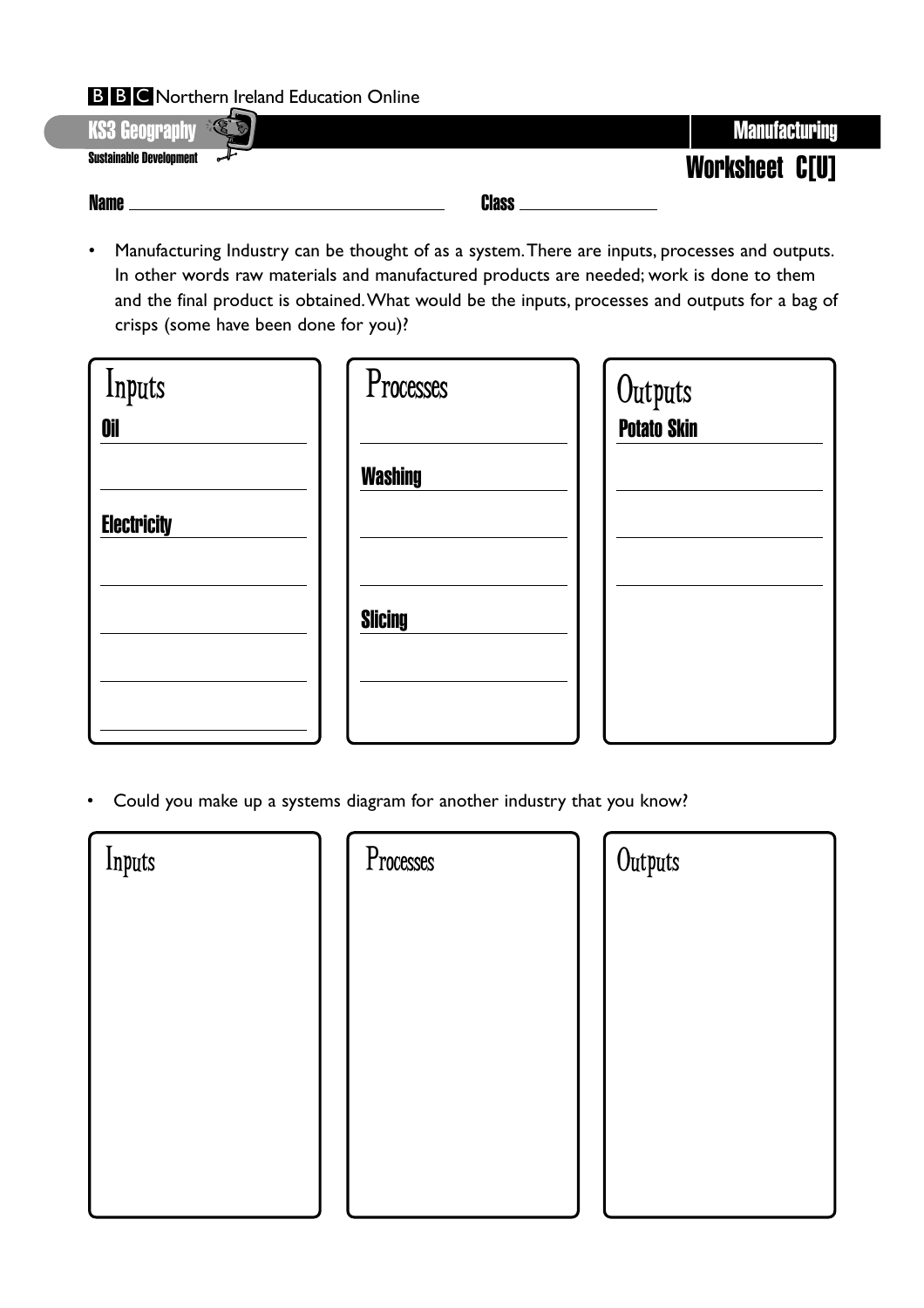BBC Northern Ireland Education Online

**KS3 Geography** — Sustainable Development

# Manufacturing

## Worksheet C[U]

**Name** ______________________________ **Class** ______________

- Manufacturing Industry can be thought of as a system. There are inputs, processes and outputs. In other words raw materials and manufactured products are needed; work is done to them and the final product is obtained. What would be the inputs, processes and outputs for a bag of crisps (some have been done for you)?

| Inputs | Processes | Outputs |
|---|---|---|
| Oil | | Potato Skin |
| | Washing | |
| Electricity | | |
| | | |
| | Slicing | |
| | | |
| | | |

- Could you make up a systems diagram for another industry that you know?

| Inputs | Processes | Outputs |
|---|---|---|
| | | |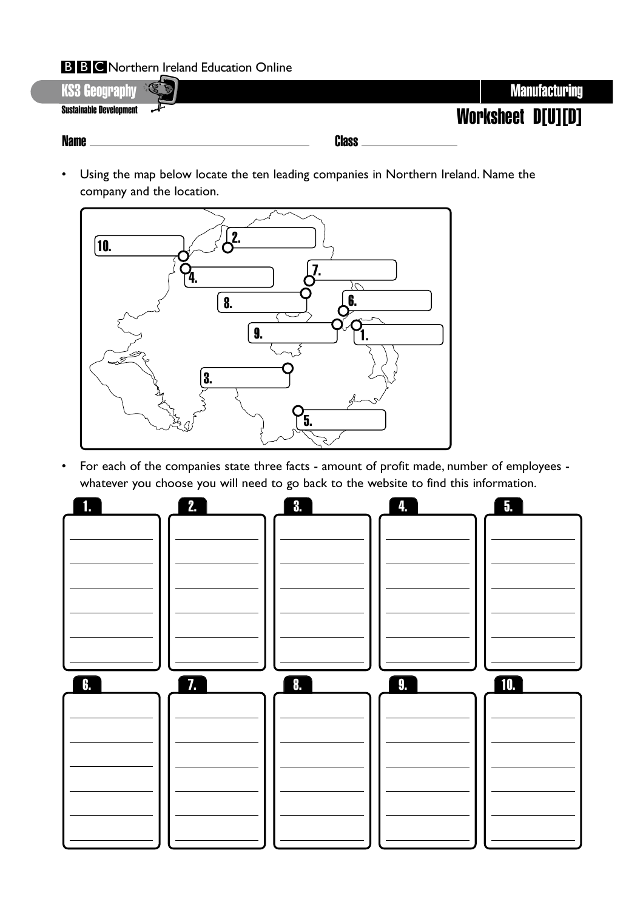BBC Northern Ireland Education Online

KS3 Geography

Sustainable Development

**Manufacturing**

## Worksheet D[U][D]

Name ______________________ Class ______________

- Using the map below locate the ten leading companies in Northern Ireland. Name the company and the location.

10. ____________
2. ____________
4. ____________
7. ____________
8. ____________
6. ____________
9. ____________
1. ____________
3. ____________
5. ____________

- For each of the companies state three facts - amount of profit made, number of employees - whatever you choose you will need to go back to the website to find this information.

1.

2.

3.

4.

5.

6.

7.

8.

9.

10.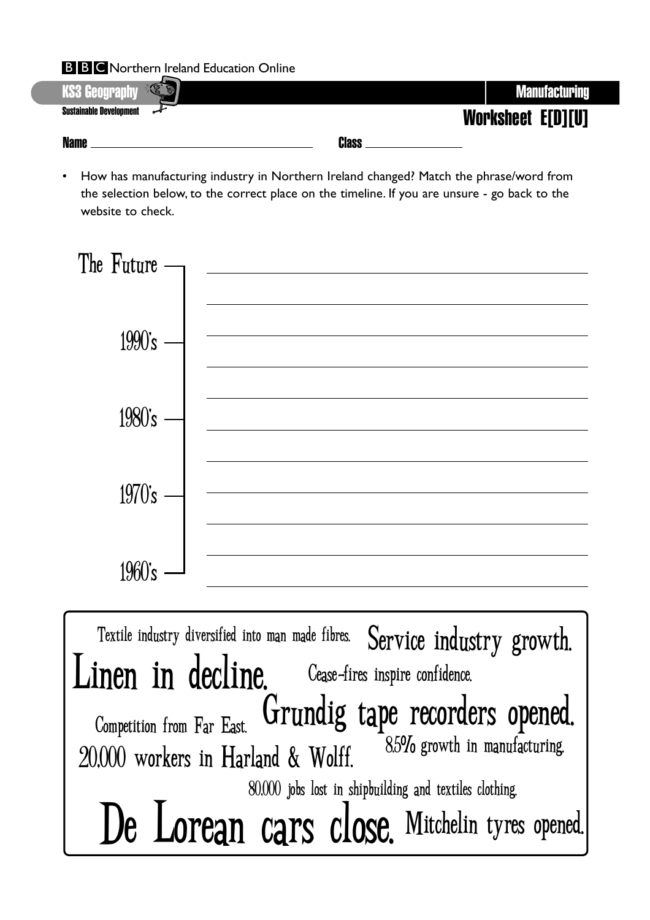**BBC** Northern Ireland Education Online

**KS3 Geography** — Sustainable Development

**Manufacturing**

## Worksheet E[D][U]

**Name** ______________________ **Class** ____________

- How has manufacturing industry in Northern Ireland changed? Match the phrase/word from the selection below, to the correct place on the timeline. If you are unsure - go back to the website to check.

**The Future** ____________________________________________

____________________________________________

**1990's** ____________________________________________

____________________________________________

____________________________________________

**1980's** ____________________________________________

____________________________________________

____________________________________________

**1970's** ____________________________________________

____________________________________________

____________________________________________

**1960's** ____________________________________________

---

Textile industry diversified into man made fibres.
Service industry growth.
Linen in decline.
Cease-fires inspire confidence.
Competition from Far East.
Grundig tape recorders opened.
20,000 workers in Harland & Wolff.
8.5% growth in manufacturing.
80,000 jobs lost in shipbuilding and textiles clothing.
De Lorean cars close.
Mitchelin tyres opened.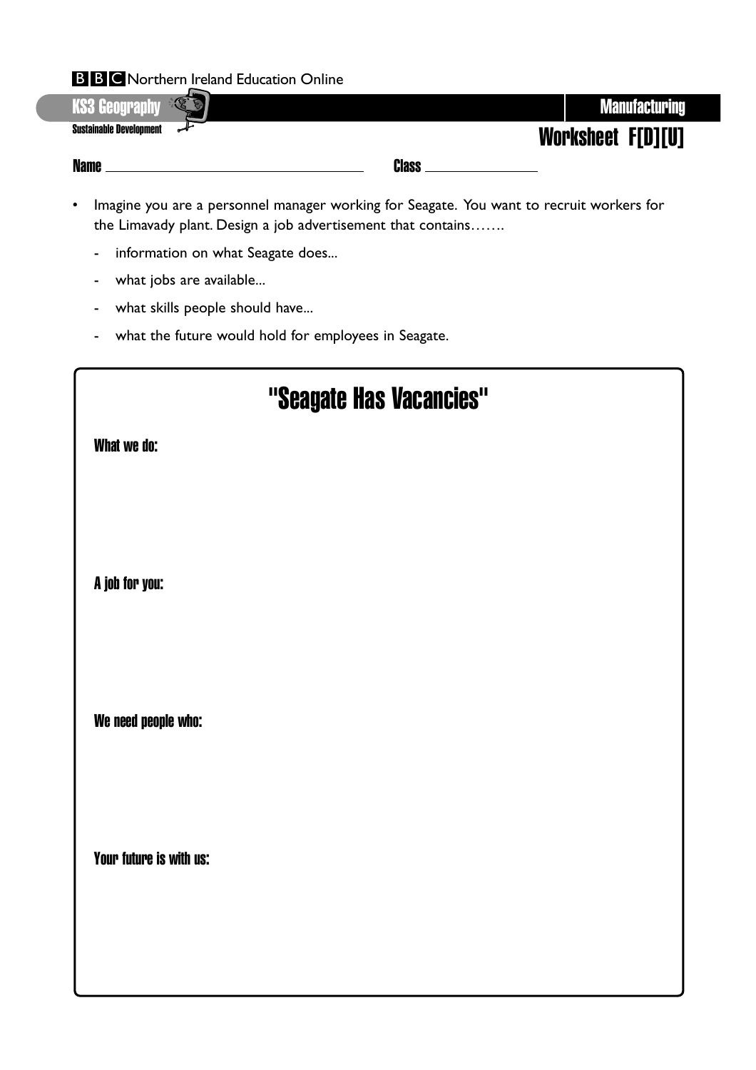BBC Northern Ireland Education Online

KS3 Geography — Sustainable Development

Manufacturing

# Worksheet F[D][U]

**Name** ______________________ **Class** ______________

- Imagine you are a personnel manager working for Seagate. You want to recruit workers for the Limavady plant. Design a job advertisement that contains…….
  - information on what Seagate does...
  - what jobs are available...
  - what skills people should have...
  - what the future would hold for employees in Seagate.

## "Seagate Has Vacancies"

**What we do:**

**A job for you:**

**We need people who:**

**Your future is with us:**